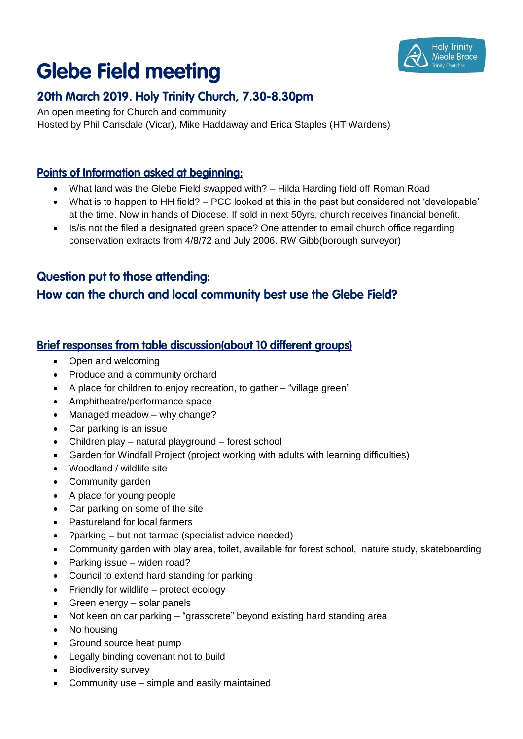# Glebe Field meeting

## 20th March 2019. Holy Trinity Church, 7.30-8.30pm

An open meeting for Church and community
Hosted by Phil Cansdale (Vicar), Mike Haddaway and Erica Staples (HT Wardens)

### Points of Information asked at beginning:

- What land was the Glebe Field swapped with? – Hilda Harding field off Roman Road
- What is to happen to HH field? – PCC looked at this in the past but considered not 'developable' at the time. Now in hands of Diocese. If sold in next 50yrs, church receives financial benefit.
- Is/is not the filed a designated green space? One attender to email church office regarding conservation extracts from 4/8/72 and July 2006. RW Gibb(borough surveyor)

### Question put to those attending:

### How can the church and local community best use the Glebe Field?

### Brief responses from table discussion(about 10 different groups)

- Open and welcoming
- Produce and a community orchard
- A place for children to enjoy recreation, to gather – "village green"
- Amphitheatre/performance space
- Managed meadow – why change?
- Car parking is an issue
- Children play – natural playground – forest school
- Garden for Windfall Project (project working with adults with learning difficulties)
- Woodland / wildlife site
- Community garden
- A place for young people
- Car parking on some of the site
- Pastureland for local farmers
- ?parking – but not tarmac (specialist advice needed)
- Community garden with play area, toilet, available for forest school, nature study, skateboarding
- Parking issue – widen road?
- Council to extend hard standing for parking
- Friendly for wildlife – protect ecology
- Green energy – solar panels
- Not keen on car parking – "grasscrete" beyond existing hard standing area
- No housing
- Ground source heat pump
- Legally binding covenant not to build
- Biodiversity survey
- Community use – simple and easily maintained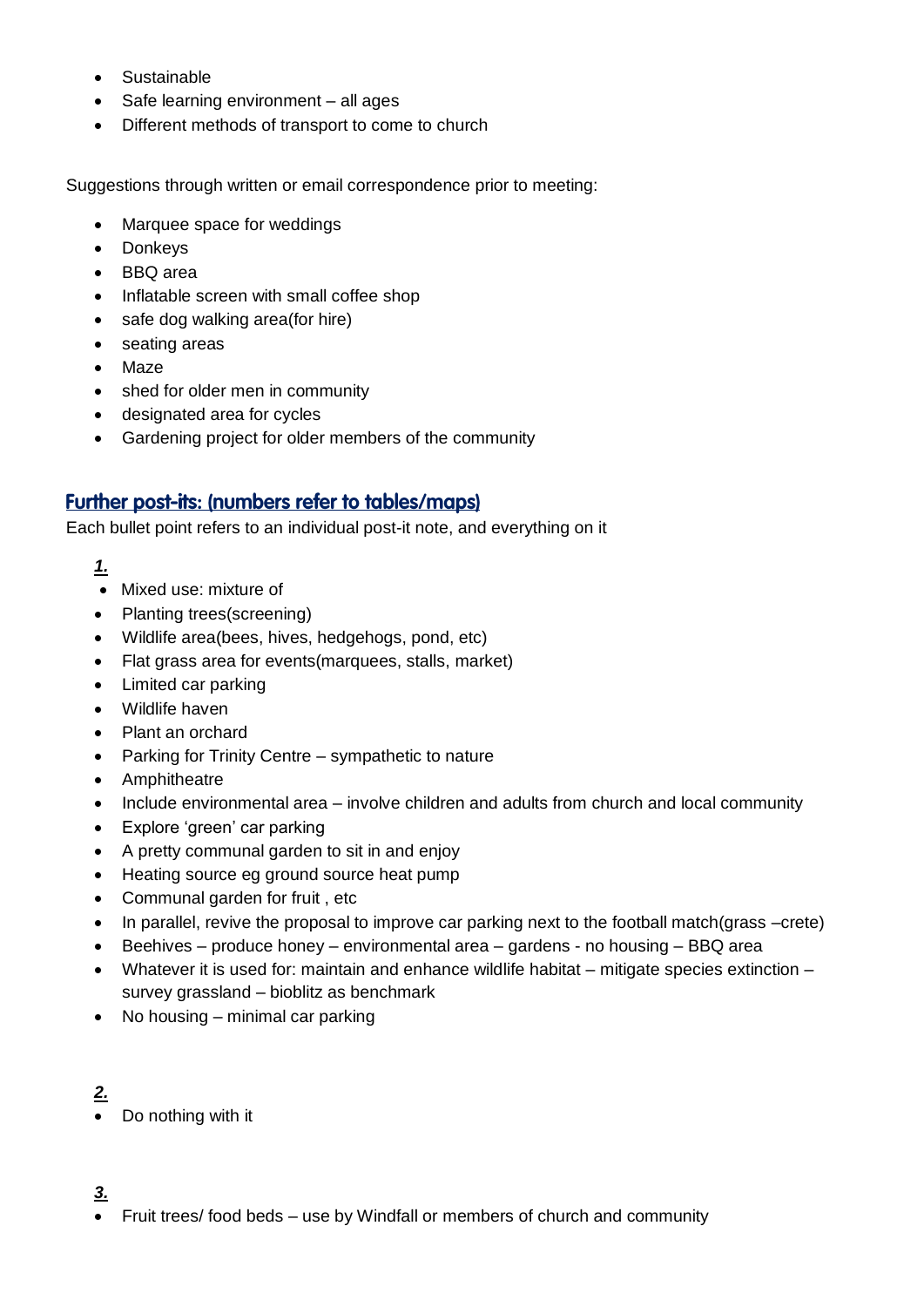- Sustainable
- Safe learning environment – all ages
- Different methods of transport to come to church

Suggestions through written or email correspondence prior to meeting:

- Marquee space for weddings
- Donkeys
- BBQ area
- Inflatable screen with small coffee shop
- safe dog walking area(for hire)
- seating areas
- Maze
- shed for older men in community
- designated area for cycles
- Gardening project for older members of the community

## Further post-its: (numbers refer to tables/maps)

Each bullet point refers to an individual post-it note, and everything on it

***1.***

- Mixed use: mixture of
- Planting trees(screening)
- Wildlife area(bees, hives, hedgehogs, pond, etc)
- Flat grass area for events(marquees, stalls, market)
- Limited car parking
- Wildlife haven
- Plant an orchard
- Parking for Trinity Centre – sympathetic to nature
- Amphitheatre
- Include environmental area – involve children and adults from church and local community
- Explore 'green' car parking
- A pretty communal garden to sit in and enjoy
- Heating source eg ground source heat pump
- Communal garden for fruit , etc
- In parallel, revive the proposal to improve car parking next to the football match(grass –crete)
- Beehives – produce honey – environmental area – gardens - no housing – BBQ area
- Whatever it is used for: maintain and enhance wildlife habitat – mitigate species extinction – survey grassland – bioblitz as benchmark
- No housing – minimal car parking

***2.***

- Do nothing with it

***3.***

- Fruit trees/ food beds – use by Windfall or members of church and community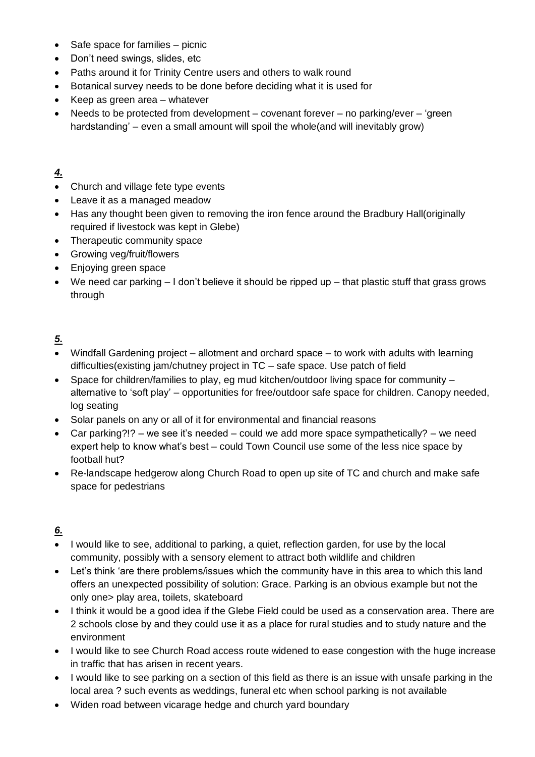- Safe space for families – picnic
- Don't need swings, slides, etc
- Paths around it for Trinity Centre users and others to walk round
- Botanical survey needs to be done before deciding what it is used for
- Keep as green area – whatever
- Needs to be protected from development – covenant forever – no parking/ever – 'green hardstanding' – even a small amount will spoil the whole(and will inevitably grow)

***4.***

- Church and village fete type events
- Leave it as a managed meadow
- Has any thought been given to removing the iron fence around the Bradbury Hall(originally required if livestock was kept in Glebe)
- Therapeutic community space
- Growing veg/fruit/flowers
- Enjoying green space
- We need car parking – I don't believe it should be ripped up – that plastic stuff that grass grows through

***5.***

- Windfall Gardening project – allotment and orchard space – to work with adults with learning difficulties(existing jam/chutney project in TC – safe space. Use patch of field
- Space for children/families to play, eg mud kitchen/outdoor living space for community – alternative to 'soft play' – opportunities for free/outdoor safe space for children. Canopy needed, log seating
- Solar panels on any or all of it for environmental and financial reasons
- Car parking?!? – we see it's needed – could we add more space sympathetically? – we need expert help to know what's best – could Town Council use some of the less nice space by football hut?
- Re-landscape hedgerow along Church Road to open up site of TC and church and make safe space for pedestrians

***6.***

- I would like to see, additional to parking, a quiet, reflection garden, for use by the local community, possibly with a sensory element to attract both wildlife and children
- Let's think 'are there problems/issues which the community have in this area to which this land offers an unexpected possibility of solution: Grace. Parking is an obvious example but not the only one> play area, toilets, skateboard
- I think it would be a good idea if the Glebe Field could be used as a conservation area. There are 2 schools close by and they could use it as a place for rural studies and to study nature and the environment
- I would like to see Church Road access route widened to ease congestion with the huge increase in traffic that has arisen in recent years.
- I would like to see parking on a section of this field as there is an issue with unsafe parking in the local area ? such events as weddings, funeral etc when school parking is not available
- Widen road between vicarage hedge and church yard boundary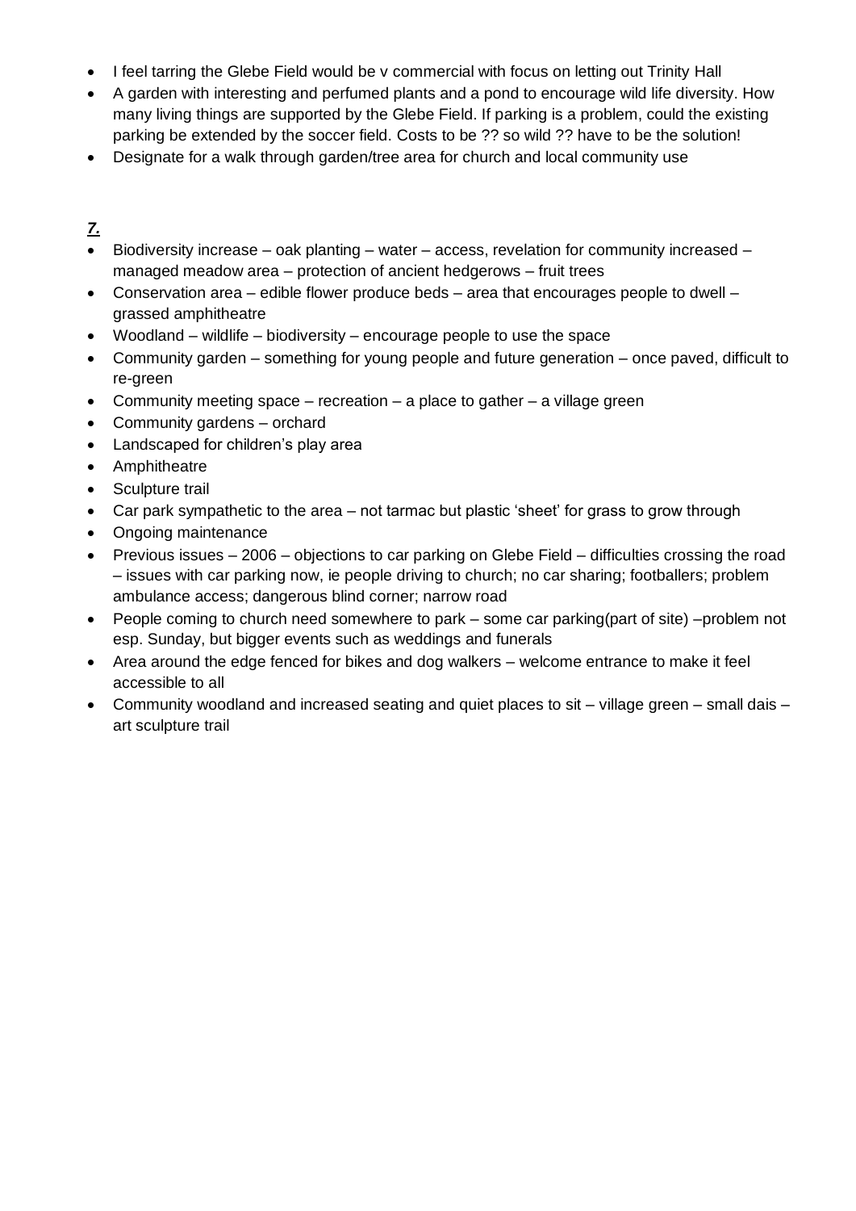- I feel tarring the Glebe Field would be v commercial with focus on letting out Trinity Hall
- A garden with interesting and perfumed plants and a pond to encourage wild life diversity. How many living things are supported by the Glebe Field. If parking is a problem, could the existing parking be extended by the soccer field. Costs to be ?? so wild ?? have to be the solution!
- Designate for a walk through garden/tree area for church and local community use

**7.**

- Biodiversity increase – oak planting – water – access, revelation for community increased – managed meadow area – protection of ancient hedgerows – fruit trees
- Conservation area – edible flower produce beds – area that encourages people to dwell – grassed amphitheatre
- Woodland – wildlife – biodiversity – encourage people to use the space
- Community garden – something for young people and future generation – once paved, difficult to re-green
- Community meeting space – recreation – a place to gather – a village green
- Community gardens – orchard
- Landscaped for children's play area
- Amphitheatre
- Sculpture trail
- Car park sympathetic to the area – not tarmac but plastic 'sheet' for grass to grow through
- Ongoing maintenance
- Previous issues – 2006 – objections to car parking on Glebe Field – difficulties crossing the road – issues with car parking now, ie people driving to church; no car sharing; footballers; problem ambulance access; dangerous blind corner; narrow road
- People coming to church need somewhere to park – some car parking(part of site) –problem not esp. Sunday, but bigger events such as weddings and funerals
- Area around the edge fenced for bikes and dog walkers – welcome entrance to make it feel accessible to all
- Community woodland and increased seating and quiet places to sit – village green – small dais – art sculpture trail